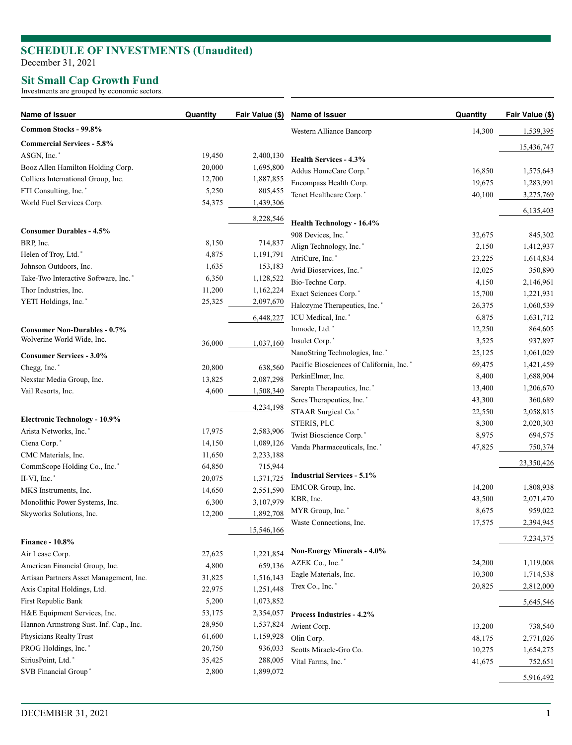## SCHEDULE OF INVESTMENTS (Unaudited)

December 31, 2021

## Sit Small Cap Growth Fund

Investments are grouped by economic sectors.

| Name of Issuer | Quantity | Fair Value ($) |
|---|---|---|
| **Common Stocks - 99.8%** | | |
| **Commercial Services - 5.8%** | | |
| ASGN, Inc.* | 19,450 | 2,400,130 |
| Booz Allen Hamilton Holding Corp. | 20,000 | 1,695,800 |
| Colliers International Group, Inc. | 12,700 | 1,887,855 |
| FTI Consulting, Inc.* | 5,250 | 805,455 |
| World Fuel Services Corp. | 54,375 | 1,439,306 |
| | | 8,228,546 |
| **Consumer Durables - 4.5%** | | |
| BRP, Inc. | 8,150 | 714,837 |
| Helen of Troy, Ltd.* | 4,875 | 1,191,791 |
| Johnson Outdoors, Inc. | 1,635 | 153,183 |
| Take-Two Interactive Software, Inc.* | 6,350 | 1,128,522 |
| Thor Industries, Inc. | 11,200 | 1,162,224 |
| YETI Holdings, Inc.* | 25,325 | 2,097,670 |
| | | 6,448,227 |
| **Consumer Non-Durables - 0.7%** | | |
| Wolverine World Wide, Inc. | 36,000 | 1,037,160 |
| **Consumer Services - 3.0%** | | |
| Chegg, Inc.* | 20,800 | 638,560 |
| Nexstar Media Group, Inc. | 13,825 | 2,087,298 |
| Vail Resorts, Inc. | 4,600 | 1,508,340 |
| | | 4,234,198 |
| **Electronic Technology - 10.9%** | | |
| Arista Networks, Inc.* | 17,975 | 2,583,906 |
| Ciena Corp.* | 14,150 | 1,089,126 |
| CMC Materials, Inc. | 11,650 | 2,233,188 |
| CommScope Holding Co., Inc.* | 64,850 | 715,944 |
| II-VI, Inc.* | 20,075 | 1,371,725 |
| MKS Instruments, Inc. | 14,650 | 2,551,590 |
| Monolithic Power Systems, Inc. | 6,300 | 3,107,979 |
| Skyworks Solutions, Inc. | 12,200 | 1,892,708 |
| | | 15,546,166 |
| **Finance - 10.8%** | | |
| Air Lease Corp. | 27,625 | 1,221,854 |
| American Financial Group, Inc. | 4,800 | 659,136 |
| Artisan Partners Asset Management, Inc. | 31,825 | 1,516,143 |
| Axis Capital Holdings, Ltd. | 22,975 | 1,251,448 |
| First Republic Bank | 5,200 | 1,073,852 |
| H&E Equipment Services, Inc. | 53,175 | 2,354,057 |
| Hannon Armstrong Sust. Inf. Cap., Inc. | 28,950 | 1,537,824 |
| Physicians Realty Trust | 61,600 | 1,159,928 |
| PROG Holdings, Inc.* | 20,750 | 936,033 |
| SiriusPoint, Ltd.* | 35,425 | 288,005 |
| SVB Financial Group* | 2,800 | 1,899,072 |
| Western Alliance Bancorp | 14,300 | 1,539,395 |
| | | 15,436,747 |
| **Health Services - 4.3%** | | |
| Addus HomeCare Corp.* | 16,850 | 1,575,643 |
| Encompass Health Corp. | 19,675 | 1,283,991 |
| Tenet Healthcare Corp.* | 40,100 | 3,275,769 |
| | | 6,135,403 |
| **Health Technology - 16.4%** | | |
| 908 Devices, Inc.* | 32,675 | 845,302 |
| Align Technology, Inc.* | 2,150 | 1,412,937 |
| AtriCure, Inc.* | 23,225 | 1,614,834 |
| Avid Bioservices, Inc.* | 12,025 | 350,890 |
| Bio-Techne Corp. | 4,150 | 2,146,961 |
| Exact Sciences Corp.* | 15,700 | 1,221,931 |
| Halozyme Therapeutics, Inc.* | 26,375 | 1,060,539 |
| ICU Medical, Inc.* | 6,875 | 1,631,712 |
| Inmode, Ltd.* | 12,250 | 864,605 |
| Insulet Corp.* | 3,525 | 937,897 |
| NanoString Technologies, Inc.* | 25,125 | 1,061,029 |
| Pacific Biosciences of California, Inc.* | 69,475 | 1,421,459 |
| PerkinElmer, Inc. | 8,400 | 1,688,904 |
| Sarepta Therapeutics, Inc.* | 13,400 | 1,206,670 |
| Seres Therapeutics, Inc.* | 43,300 | 360,689 |
| STAAR Surgical Co.* | 22,550 | 2,058,815 |
| STERIS, PLC | 8,300 | 2,020,303 |
| Twist Bioscience Corp.* | 8,975 | 694,575 |
| Vanda Pharmaceuticals, Inc.* | 47,825 | 750,374 |
| | | 23,350,426 |
| **Industrial Services - 5.1%** | | |
| EMCOR Group, Inc. | 14,200 | 1,808,938 |
| KBR, Inc. | 43,500 | 2,071,470 |
| MYR Group, Inc.* | 8,675 | 959,022 |
| Waste Connections, Inc. | 17,575 | 2,394,945 |
| | | 7,234,375 |
| **Non-Energy Minerals - 4.0%** | | |
| AZEK Co., Inc.* | 24,200 | 1,119,008 |
| Eagle Materials, Inc. | 10,300 | 1,714,538 |
| Trex Co., Inc.* | 20,825 | 2,812,000 |
| | | 5,645,546 |
| **Process Industries - 4.2%** | | |
| Avient Corp. | 13,200 | 738,540 |
| Olin Corp. | 48,175 | 2,771,026 |
| Scotts Miracle-Gro Co. | 10,275 | 1,654,275 |
| Vital Farms, Inc.* | 41,675 | 752,651 |
| | | 5,916,492 |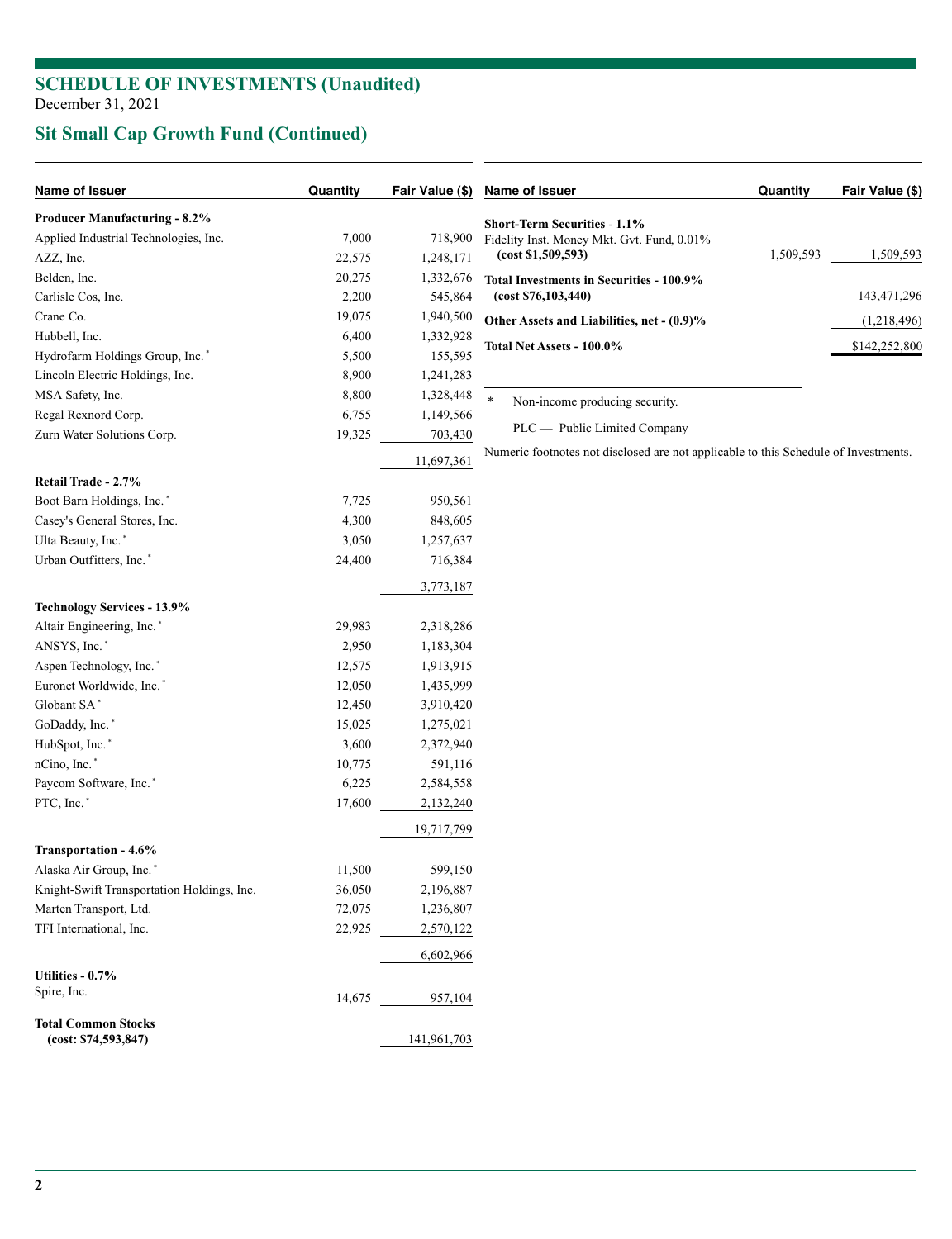## SCHEDULE OF INVESTMENTS (Unaudited)

December 31, 2021

## Sit Small Cap Growth Fund (Continued)

| Name of Issuer | Quantity | Fair Value ($) |
|---|---|---|
| **Producer Manufacturing - 8.2%** | | |
| Applied Industrial Technologies, Inc. | 7,000 | 718,900 |
| AZZ, Inc. | 22,575 | 1,248,171 |
| Belden, Inc. | 20,275 | 1,332,676 |
| Carlisle Cos, Inc. | 2,200 | 545,864 |
| Crane Co. | 19,075 | 1,940,500 |
| Hubbell, Inc. | 6,400 | 1,332,928 |
| Hydrofarm Holdings Group, Inc. * | 5,500 | 155,595 |
| Lincoln Electric Holdings, Inc. | 8,900 | 1,241,283 |
| MSA Safety, Inc. | 8,800 | 1,328,448 |
| Regal Rexnord Corp. | 6,755 | 1,149,566 |
| Zurn Water Solutions Corp. | 19,325 | 703,430 |
| | | 11,697,361 |
| **Retail Trade - 2.7%** | | |
| Boot Barn Holdings, Inc. * | 7,725 | 950,561 |
| Casey's General Stores, Inc. | 4,300 | 848,605 |
| Ulta Beauty, Inc. * | 3,050 | 1,257,637 |
| Urban Outfitters, Inc. * | 24,400 | 716,384 |
| | | 3,773,187 |
| **Technology Services - 13.9%** | | |
| Altair Engineering, Inc. * | 29,983 | 2,318,286 |
| ANSYS, Inc. * | 2,950 | 1,183,304 |
| Aspen Technology, Inc. * | 12,575 | 1,913,915 |
| Euronet Worldwide, Inc. * | 12,050 | 1,435,999 |
| Globant SA * | 12,450 | 3,910,420 |
| GoDaddy, Inc. * | 15,025 | 1,275,021 |
| HubSpot, Inc. * | 3,600 | 2,372,940 |
| nCino, Inc. * | 10,775 | 591,116 |
| Paycom Software, Inc. * | 6,225 | 2,584,558 |
| PTC, Inc. * | 17,600 | 2,132,240 |
| | | 19,717,799 |
| **Transportation - 4.6%** | | |
| Alaska Air Group, Inc. * | 11,500 | 599,150 |
| Knight-Swift Transportation Holdings, Inc. | 36,050 | 2,196,887 |
| Marten Transport, Ltd. | 72,075 | 1,236,807 |
| TFI International, Inc. | 22,925 | 2,570,122 |
| | | 6,602,966 |
| **Utilities - 0.7%** | | |
| Spire, Inc. | 14,675 | 957,104 |
| **Total Common Stocks (cost: $74,593,847)** | | 141,961,703 |

| Name of Issuer | Quantity | Fair Value ($) |
|---|---|---|
| **Short-Term Securities - 1.1%** | | |
| Fidelity Inst. Money Mkt. Gvt. Fund, 0.01% **(cost $1,509,593)** | 1,509,593 | 1,509,593 |
| **Total Investments in Securities - 100.9% (cost $76,103,440)** | | 143,471,296 |
| **Other Assets and Liabilities, net - (0.9)%** | | (1,218,496) |
| **Total Net Assets - 100.0%** | | $142,252,800 |

\* Non-income producing security.

PLC — Public Limited Company

Numeric footnotes not disclosed are not applicable to this Schedule of Investments.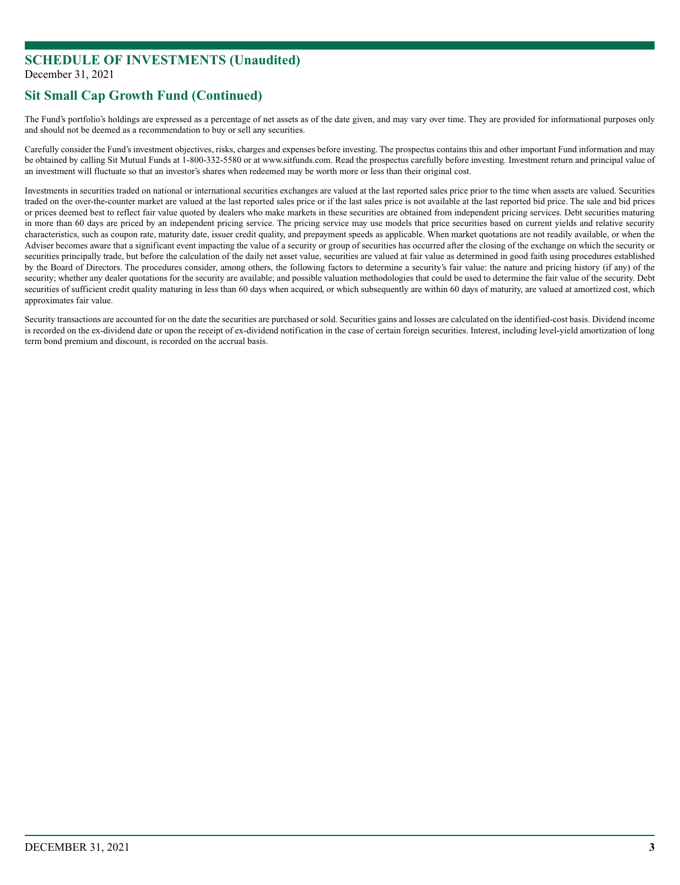# SCHEDULE OF INVESTMENTS (Unaudited)

December 31, 2021

## Sit Small Cap Growth Fund (Continued)

The Fund's portfolio's holdings are expressed as a percentage of net assets as of the date given, and may vary over time. They are provided for informational purposes only and should not be deemed as a recommendation to buy or sell any securities.

Carefully consider the Fund's investment objectives, risks, charges and expenses before investing. The prospectus contains this and other important Fund information and may be obtained by calling Sit Mutual Funds at 1-800-332-5580 or at www.sitfunds.com. Read the prospectus carefully before investing. Investment return and principal value of an investment will fluctuate so that an investor's shares when redeemed may be worth more or less than their original cost.

Investments in securities traded on national or international securities exchanges are valued at the last reported sales price prior to the time when assets are valued. Securities traded on the over-the-counter market are valued at the last reported sales price or if the last sales price is not available at the last reported bid price. The sale and bid prices or prices deemed best to reflect fair value quoted by dealers who make markets in these securities are obtained from independent pricing services. Debt securities maturing in more than 60 days are priced by an independent pricing service. The pricing service may use models that price securities based on current yields and relative security characteristics, such as coupon rate, maturity date, issuer credit quality, and prepayment speeds as applicable. When market quotations are not readily available, or when the Adviser becomes aware that a significant event impacting the value of a security or group of securities has occurred after the closing of the exchange on which the security or securities principally trade, but before the calculation of the daily net asset value, securities are valued at fair value as determined in good faith using procedures established by the Board of Directors. The procedures consider, among others, the following factors to determine a security's fair value: the nature and pricing history (if any) of the security; whether any dealer quotations for the security are available; and possible valuation methodologies that could be used to determine the fair value of the security. Debt securities of sufficient credit quality maturing in less than 60 days when acquired, or which subsequently are within 60 days of maturity, are valued at amortized cost, which approximates fair value.

Security transactions are accounted for on the date the securities are purchased or sold. Securities gains and losses are calculated on the identified-cost basis. Dividend income is recorded on the ex-dividend date or upon the receipt of ex-dividend notification in the case of certain foreign securities. Interest, including level-yield amortization of long term bond premium and discount, is recorded on the accrual basis.